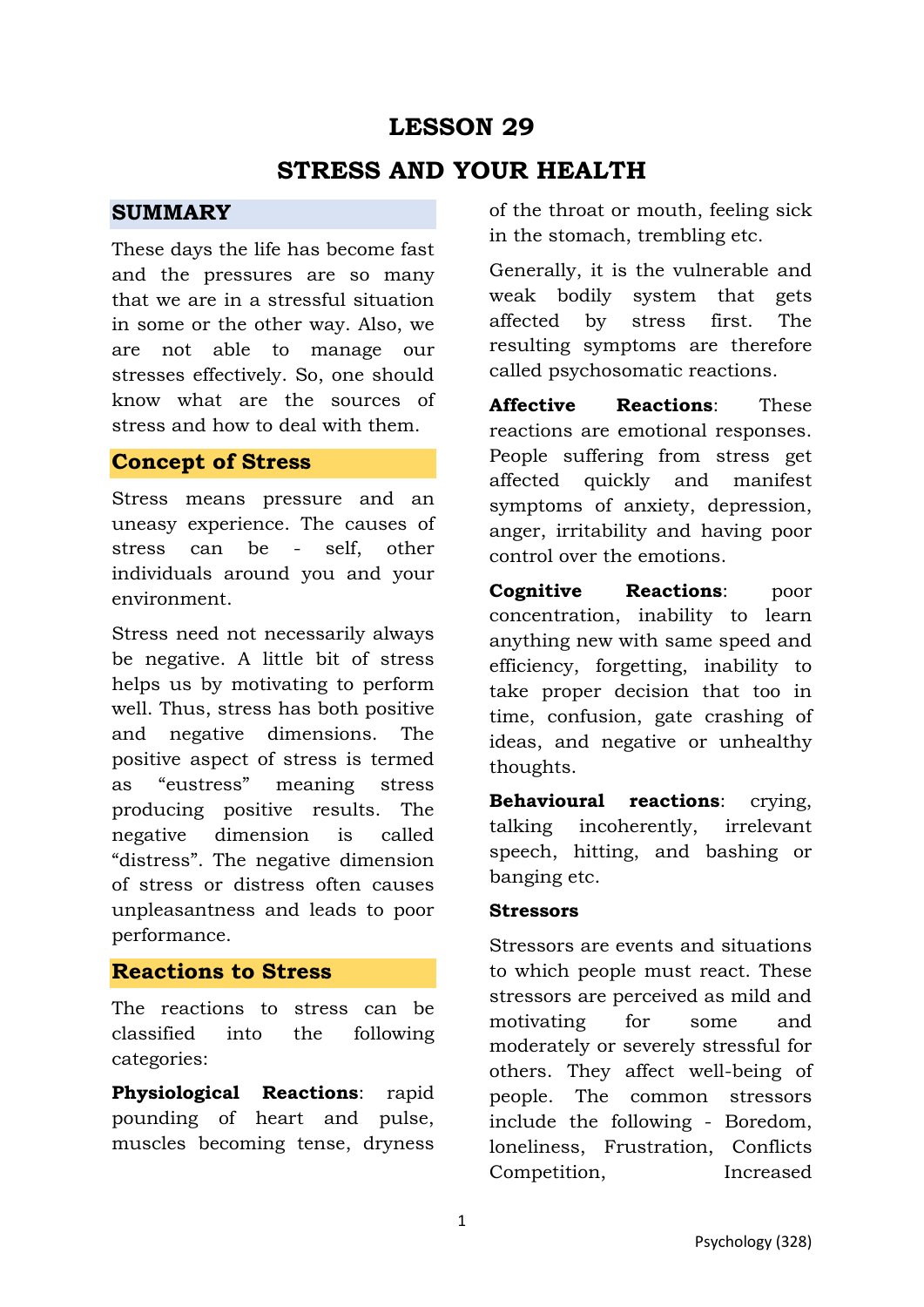# LESSON 29

# STRESS AND YOUR HEALTH

## SUMMARY

These days the life has become fast and the pressures are so many that we are in a stressful situation in some or the other way. Also, we are not able to manage our stresses effectively. So, one should know what are the sources of stress and how to deal with them.

## Concept of Stress

Stress means pressure and an uneasy experience. The causes of stress can be - self, other individuals around you and your environment.

Stress need not necessarily always be negative. A little bit of stress helps us by motivating to perform well. Thus, stress has both positive and negative dimensions. The positive aspect of stress is termed as "eustress" meaning stress producing positive results. The negative dimension is called "distress". The negative dimension of stress or distress often causes unpleasantness and leads to poor performance.

## Reactions to Stress

The reactions to stress can be classified into the following categories:

**Physiological Reactions**: rapid pounding of heart and pulse, muscles becoming tense, dryness of the throat or mouth, feeling sick in the stomach, trembling etc.

Generally, it is the vulnerable and weak bodily system that gets affected by stress first. The resulting symptoms are therefore called psychosomatic reactions.

**Affective Reactions**: These reactions are emotional responses. People suffering from stress get affected quickly and manifest symptoms of anxiety, depression, anger, irritability and having poor control over the emotions.

**Cognitive Reactions**: poor concentration, inability to learn anything new with same speed and efficiency, forgetting, inability to take proper decision that too in time, confusion, gate crashing of ideas, and negative or unhealthy thoughts.

**Behavioural reactions**: crying, talking incoherently, irrelevant speech, hitting, and bashing or banging etc.

**Stressors**

Stressors are events and situations to which people must react. These stressors are perceived as mild and motivating for some and moderately or severely stressful for others. They affect well-being of people. The common stressors include the following - Boredom, loneliness, Frustration, Conflicts Competition, Increased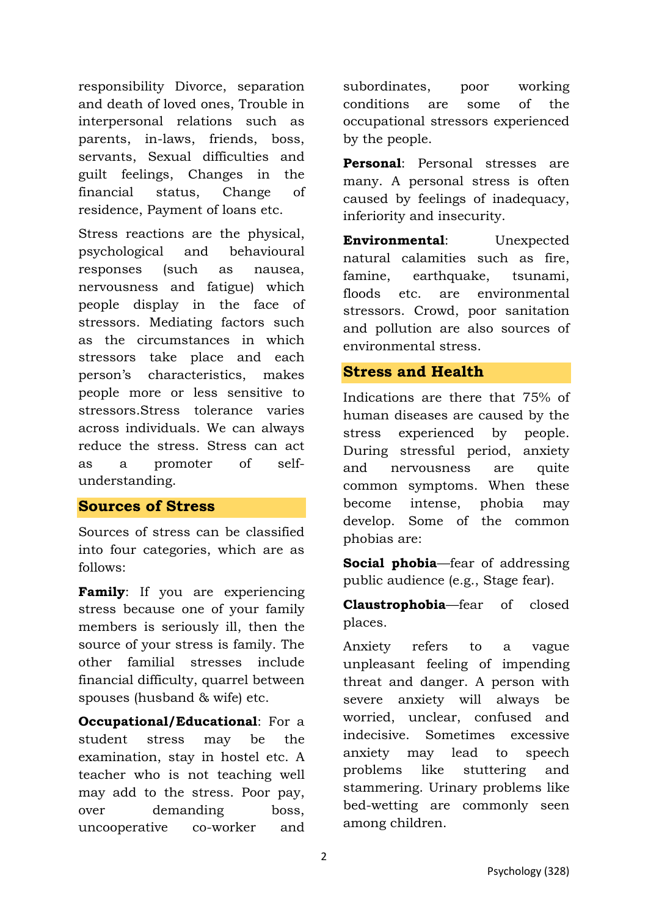responsibility Divorce, separation and death of loved ones, Trouble in interpersonal relations such as parents, in-laws, friends, boss, servants, Sexual difficulties and guilt feelings, Changes in the financial status, Change of residence, Payment of loans etc.

Stress reactions are the physical, psychological and behavioural responses (such as nausea, nervousness and fatigue) which people display in the face of stressors. Mediating factors such as the circumstances in which stressors take place and each person's characteristics, makes people more or less sensitive to stressors.Stress tolerance varies across individuals. We can always reduce the stress. Stress can act as a promoter of self-understanding.

## Sources of Stress

Sources of stress can be classified into four categories, which are as follows:

**Family**: If you are experiencing stress because one of your family members is seriously ill, then the source of your stress is family. The other familial stresses include financial difficulty, quarrel between spouses (husband & wife) etc.

**Occupational/Educational**: For a student stress may be the examination, stay in hostel etc. A teacher who is not teaching well may add to the stress. Poor pay, over demanding boss, uncooperative co-worker and subordinates, poor working conditions are some of the occupational stressors experienced by the people.

**Personal**: Personal stresses are many. A personal stress is often caused by feelings of inadequacy, inferiority and insecurity.

**Environmental**: Unexpected natural calamities such as fire, famine, earthquake, tsunami, floods etc. are environmental stressors. Crowd, poor sanitation and pollution are also sources of environmental stress.

## Stress and Health

Indications are there that 75% of human diseases are caused by the stress experienced by people. During stressful period, anxiety and nervousness are quite common symptoms. When these become intense, phobia may develop. Some of the common phobias are:

**Social phobia**—fear of addressing public audience (e.g., Stage fear).

**Claustrophobia**—fear of closed places.

Anxiety refers to a vague unpleasant feeling of impending threat and danger. A person with severe anxiety will always be worried, unclear, confused and indecisive. Sometimes excessive anxiety may lead to speech problems like stuttering and stammering. Urinary problems like bed-wetting are commonly seen among children.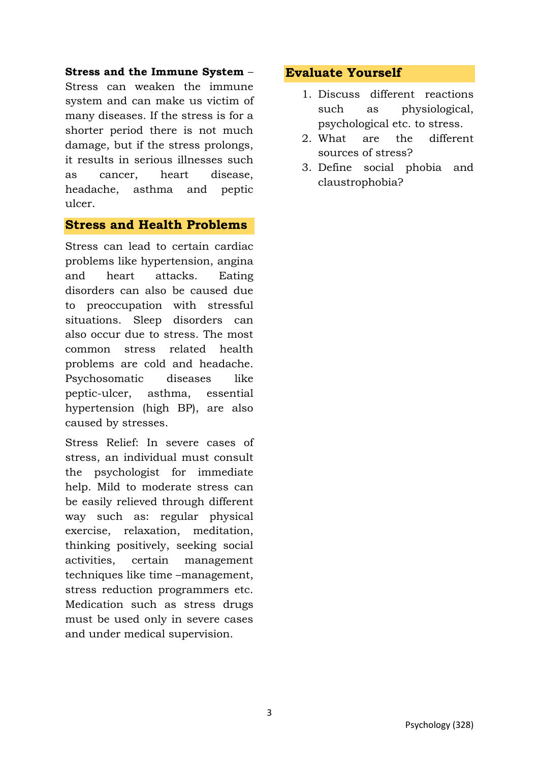**Stress and the Immune System** – Stress can weaken the immune system and can make us victim of many diseases. If the stress is for a shorter period there is not much damage, but if the stress prolongs, it results in serious illnesses such as cancer, heart disease, headache, asthma and peptic ulcer.

## Stress and Health Problems

Stress can lead to certain cardiac problems like hypertension, angina and heart attacks. Eating disorders can also be caused due to preoccupation with stressful situations. Sleep disorders can also occur due to stress. The most common stress related health problems are cold and headache. Psychosomatic diseases like peptic-ulcer, asthma, essential hypertension (high BP), are also caused by stresses.

Stress Relief: In severe cases of stress, an individual must consult the psychologist for immediate help. Mild to moderate stress can be easily relieved through different way such as: regular physical exercise, relaxation, meditation, thinking positively, seeking social activities, certain management techniques like time –management, stress reduction programmers etc. Medication such as stress drugs must be used only in severe cases and under medical supervision.

## Evaluate Yourself

1. Discuss different reactions such as physiological, psychological etc. to stress.
2. What are the different sources of stress?
3. Define social phobia and claustrophobia?